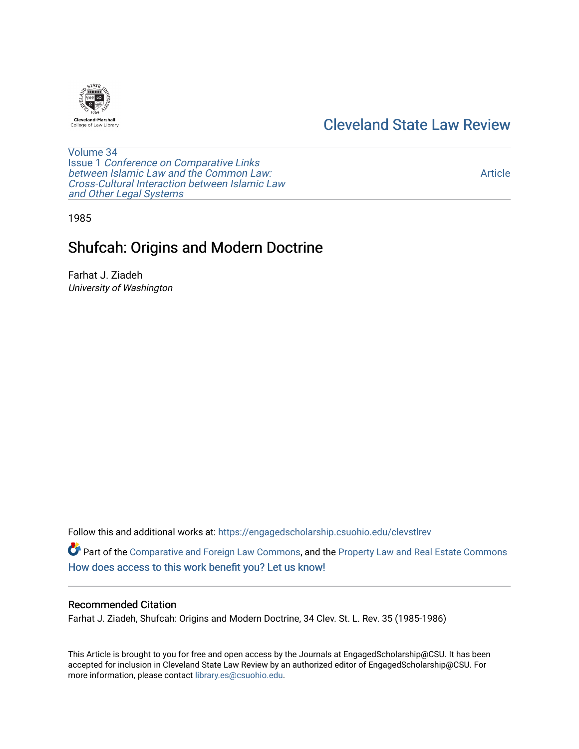Cleveland State Law Review

Volume 34
Issue 1 *Conference on Comparative Links between Islamic Law and the Common Law: Cross-Cultural Interaction between Islamic Law and Other Legal Systems*

Article

1985

# Shufcah: Origins and Modern Doctrine

Farhat J. Ziadeh
*University of Washington*

Follow this and additional works at: https://engagedscholarship.csuohio.edu/clevstlrev

Part of the Comparative and Foreign Law Commons, and the Property Law and Real Estate Commons
How does access to this work benefit you? Let us know!

## Recommended Citation

Farhat J. Ziadeh, Shufcah: Origins and Modern Doctrine, 34 Clev. St. L. Rev. 35 (1985-1986)

This Article is brought to you for free and open access by the Journals at EngagedScholarship@CSU. It has been accepted for inclusion in Cleveland State Law Review by an authorized editor of EngagedScholarship@CSU. For more information, please contact library.es@csuohio.edu.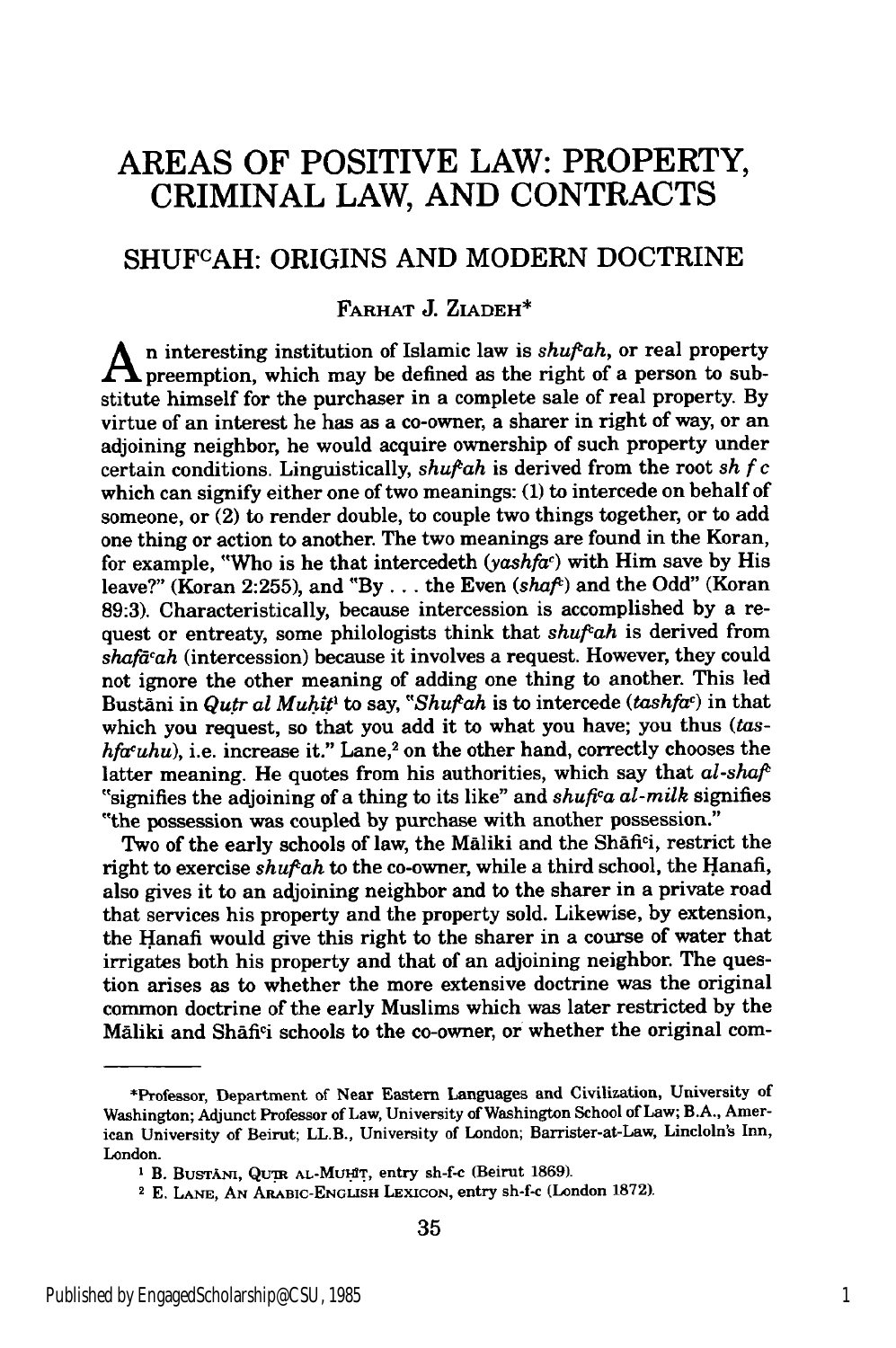# AREAS OF POSITIVE LAW: PROPERTY, CRIMINAL LAW, AND CONTRACTS

## SHUF^C AH: ORIGINS AND MODERN DOCTRINE

FARHAT J. ZIADEH*

An interesting institution of Islamic law is *shuf^cah*, or real property preemption, which may be defined as the right of a person to substitute himself for the purchaser in a complete sale of real property. By virtue of an interest he has as a co-owner, a sharer in right of way, or an adjoining neighbor, he would acquire ownership of such property under certain conditions. Linguistically, *shuf^cah* is derived from the root *sh f c* which can signify either one of two meanings: (1) to intercede on behalf of someone, or (2) to render double, to couple two things together, or to add one thing or action to another. The two meanings are found in the Koran, for example, "Who is he that intercedeth (*yashfa^c*) with Him save by His leave?" (Koran 2:255), and "By . . . the Even (*shaf^c*) and the Odd" (Koran 89:3). Characteristically, because intercession is accomplished by a request or entreaty, some philologists think that *shuf^cah* is derived from *shafā^cah* (intercession) because it involves a request. However, they could not ignore the other meaning of adding one thing to another. This led Bustāni in *Quṭr al Muḥīṭ*[1] to say, "*Shuf^cah* is to intercede (*tashfa^c*) in that which you request, so that you add it to what you have; you thus (*tashfa^cuhu*), i.e. increase it." Lane,[2] on the other hand, correctly chooses the latter meaning. He quotes from his authorities, which say that *al-shaf^c* "signifies the adjoining of a thing to its like" and *shufi^ca al-milk* signifies "the possession was coupled by purchase with another possession."

Two of the early schools of law, the Māliki and the Shāfi^ci, restrict the right to exercise *shuf^cah* to the co-owner, while a third school, the Ḥanafi, also gives it to an adjoining neighbor and to the sharer in a private road that services his property and the property sold. Likewise, by extension, the Ḥanafi would give this right to the sharer in a course of water that irrigates both his property and that of an adjoining neighbor. The question arises as to whether the more extensive doctrine was the original common doctrine of the early Muslims which was later restricted by the Māliki and Shāfi^ci schools to the co-owner, or whether the original com-

---

*Professor, Department of Near Eastern Languages and Civilization, University of Washington; Adjunct Professor of Law, University of Washington School of Law; B.A., American University of Beirut; LL.B., University of London; Barrister-at-Law, Lincoln's Inn, London.

[1] B. BUSTĀNI, QUṬR AL-MUḤĪṬ, entry sh-f-c (Beirut 1869).

[2] E. LANE, AN ARABIC-ENGLISH LEXICON, entry sh-f-c (London 1872).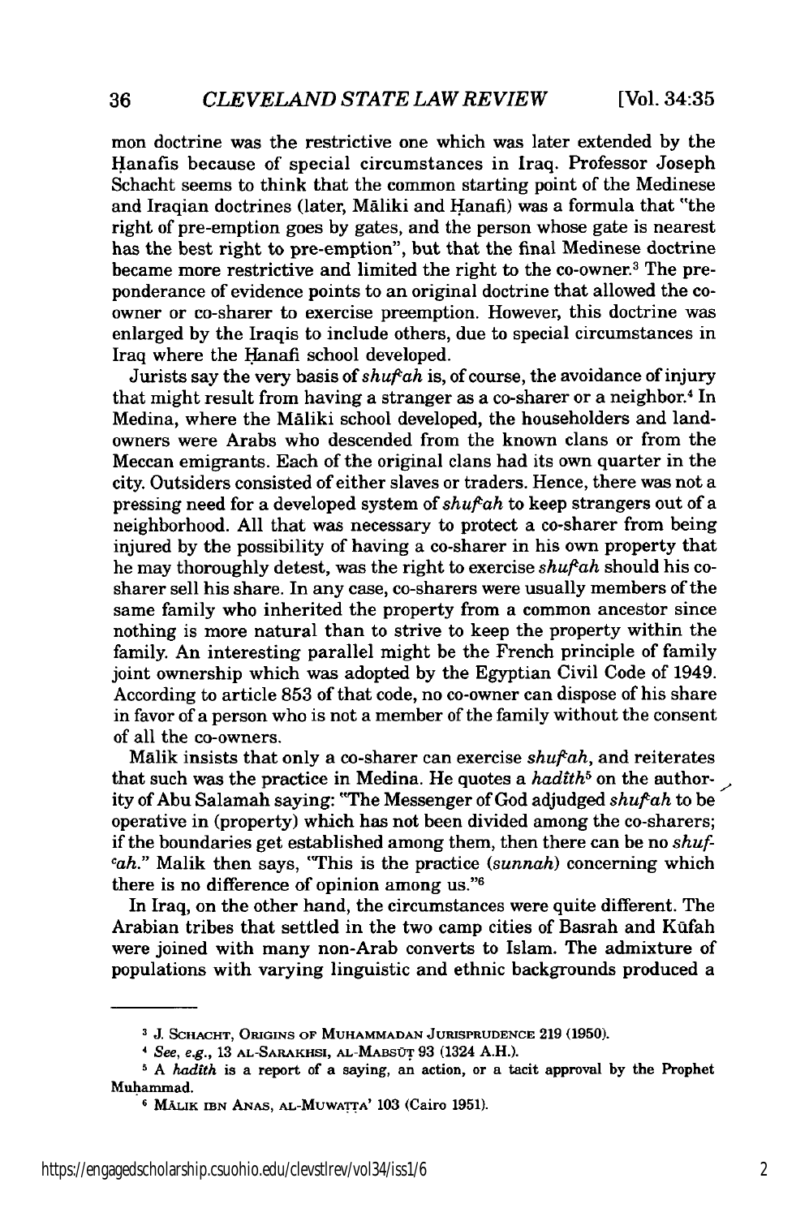mon doctrine was the restrictive one which was later extended by the Ḥanafis because of special circumstances in Iraq. Professor Joseph Schacht seems to think that the common starting point of the Medinese and Iraqian doctrines (later, Māliki and Ḥanafi) was a formula that "the right of pre-emption goes by gates, and the person whose gate is nearest has the best right to pre-emption", but that the final Medinese doctrine became more restrictive and limited the right to the co-owner.[3] The preponderance of evidence points to an original doctrine that allowed the co-owner or co-sharer to exercise preemption. However, this doctrine was enlarged by the Iraqis to include others, due to special circumstances in Iraq where the Ḥanafi school developed.

Jurists say the very basis of *shufʿah* is, of course, the avoidance of injury that might result from having a stranger as a co-sharer or a neighbor.[4] In Medina, where the Māliki school developed, the householders and landowners were Arabs who descended from the known clans or from the Meccan emigrants. Each of the original clans had its own quarter in the city. Outsiders consisted of either slaves or traders. Hence, there was not a pressing need for a developed system of *shufʿah* to keep strangers out of a neighborhood. All that was necessary to protect a co-sharer from being injured by the possibility of having a co-sharer in his own property that he may thoroughly detest, was the right to exercise *shufʿah* should his co-sharer sell his share. In any case, co-sharers were usually members of the same family who inherited the property from a common ancestor since nothing is more natural than to strive to keep the property within the family. An interesting parallel might be the French principle of family joint ownership which was adopted by the Egyptian Civil Code of 1949. According to article 853 of that code, no co-owner can dispose of his share in favor of a person who is not a member of the family without the consent of all the co-owners.

Mālik insists that only a co-sharer can exercise *shufʿah*, and reiterates that such was the practice in Medina. He quotes a *hadîth*[5] on the authority of Abu Salamah saying: "The Messenger of God adjudged *shufʿah* to be operative in (property) which has not been divided among the co-sharers; if the boundaries get established among them, then there can be no *shufʿah*." Malik then says, "This is the practice (*sunnah*) concerning which there is no difference of opinion among us."[6]

In Iraq, on the other hand, the circumstances were quite different. The Arabian tribes that settled in the two camp cities of Basrah and Kūfah were joined with many non-Arab converts to Islam. The admixture of populations with varying linguistic and ethnic backgrounds produced a

---

[3] J. Schacht, Origins of Muhammadan Jurisprudence 219 (1950).

[4] *See, e.g.*, 13 al-Sarakhsi, al-Mabsūṭ 93 (1324 A.H.).

[5] A *hadîth* is a report of a saying, an action, or a tacit approval by the Prophet Muḥammad.

[6] Mālik ibn Anas, al-Muwaṭṭa' 103 (Cairo 1951).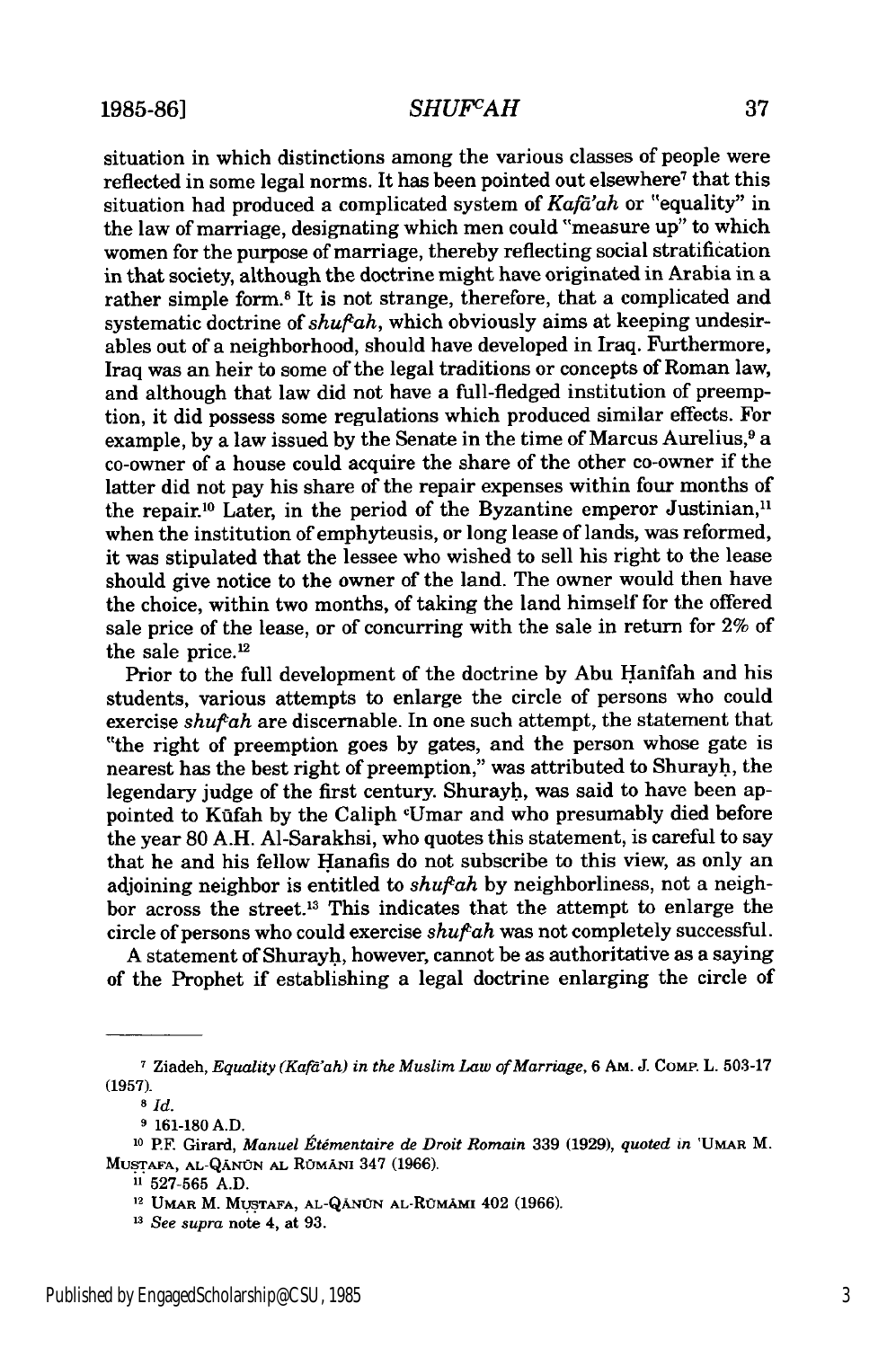situation in which distinctions among the various classes of people were reflected in some legal norms. It has been pointed out elsewhere[7] that this situation had produced a complicated system of *Kafā'ah* or "equality" in the law of marriage, designating which men could "measure up" to which women for the purpose of marriage, thereby reflecting social stratification in that society, although the doctrine might have originated in Arabia in a rather simple form.[8] It is not strange, therefore, that a complicated and systematic doctrine of *shufʿah*, which obviously aims at keeping undesirables out of a neighborhood, should have developed in Iraq. Furthermore, Iraq was an heir to some of the legal traditions or concepts of Roman law, and although that law did not have a full-fledged institution of preemption, it did possess some regulations which produced similar effects. For example, by a law issued by the Senate in the time of Marcus Aurelius,[9] a co-owner of a house could acquire the share of the other co-owner if the latter did not pay his share of the repair expenses within four months of the repair.[10] Later, in the period of the Byzantine emperor Justinian,[11] when the institution of emphyteusis, or long lease of lands, was reformed, it was stipulated that the lessee who wished to sell his right to the lease should give notice to the owner of the land. The owner would then have the choice, within two months, of taking the land himself for the offered sale price of the lease, or of concurring with the sale in return for 2% of the sale price.[12]

Prior to the full development of the doctrine by Abu Ḥanîfah and his students, various attempts to enlarge the circle of persons who could exercise *shufʿah* are discernable. In one such attempt, the statement that "the right of preemption goes by gates, and the person whose gate is nearest has the best right of preemption," was attributed to Shurayḥ, the legendary judge of the first century. Shurayḥ, was said to have been appointed to Kūfah by the Caliph ʿUmar and who presumably died before the year 80 A.H. Al-Sarakhsi, who quotes this statement, is careful to say that he and his fellow Ḥanafis do not subscribe to this view, as only an adjoining neighbor is entitled to *shufʿah* by neighborliness, not a neighbor across the street.[13] This indicates that the attempt to enlarge the circle of persons who could exercise *shufʿah* was not completely successful.

A statement of Shurayḥ, however, cannot be as authoritative as a saying of the Prophet if establishing a legal doctrine enlarging the circle of

---

[7] Ziadeh, *Equality (Kafā'ah) in the Muslim Law of Marriage*, 6 Am. J. Comp. L. 503-17 (1957).

[8] *Id.*

[9] 161-180 A.D.

[10] P.F. Girard, *Manuel Étémentaire de Droit Romain* 339 (1929), *quoted in* 'Umar M. Muṣtafa, al-Qānūn al Rūmāni 347 (1966).

[11] 527-565 A.D.

[12] Umar M. Muṣtafa, al-Qānūn al-Rūmāmi 402 (1966).

[13] *See supra* note 4, at 93.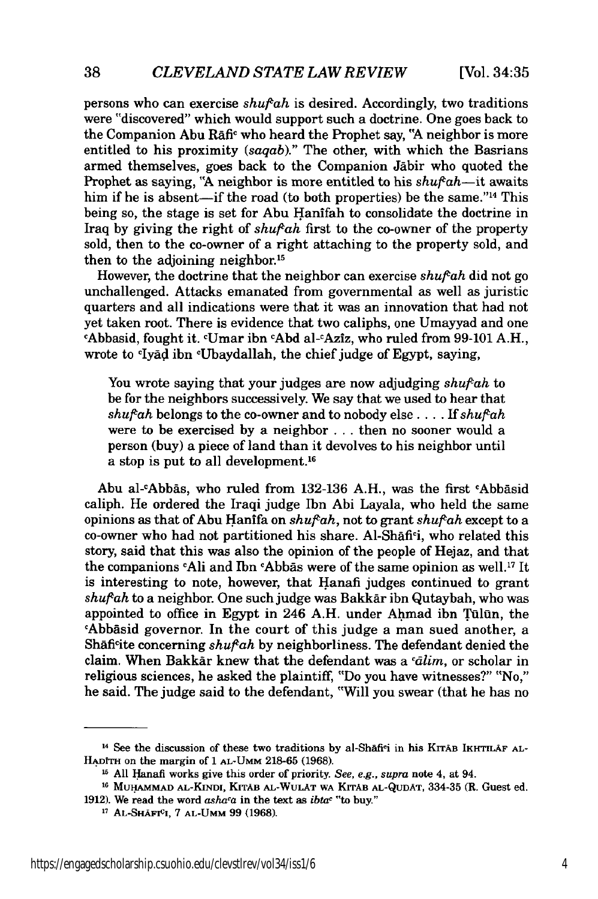persons who can exercise *shufʿah* is desired. Accordingly, two traditions were "discovered" which would support such a doctrine. One goes back to the Companion Abu Rāfiʿ who heard the Prophet say, "A neighbor is more entitled to his proximity (*saqab*)." The other, with which the Basrians armed themselves, goes back to the Companion Jābir who quoted the Prophet as saying, "A neighbor is more entitled to his *shufʿah*—it awaits him if he is absent—if the road (to both properties) be the same."[14] This being so, the stage is set for Abu Ḥanîfah to consolidate the doctrine in Iraq by giving the right of *shufʿah* first to the co-owner of the property sold, then to the co-owner of a right attaching to the property sold, and then to the adjoining neighbor.[15]

However, the doctrine that the neighbor can exercise *shufʿah* did not go unchallenged. Attacks emanated from governmental as well as juristic quarters and all indications were that it was an innovation that had not yet taken root. There is evidence that two caliphs, one Umayyad and one ʿAbbasid, fought it. ʿUmar ibn ʿAbd al-ʿAzîz, who ruled from 99-101 A.H., wrote to ʿIyāḍ ibn ʿUbaydallah, the chief judge of Egypt, saying,

> You wrote saying that your judges are now adjudging *shufʿah* to be for the neighbors successively. We say that we used to hear that *shufʿah* belongs to the co-owner and to nobody else . . . . If *shufʿah* were to be exercised by a neighbor . . . then no sooner would a person (buy) a piece of land than it devolves to his neighbor until a stop is put to all development.[16]

Abu al-ʿAbbās, who ruled from 132-136 A.H., was the first ʿAbbāsid caliph. He ordered the Iraqi judge Ibn Abi Layala, who held the same opinions as that of Abu Ḥanîfa on *shufʿah*, not to grant *shufʿah* except to a co-owner who had not partitioned his share. Al-Shāfiʿi, who related this story, said that this was also the opinion of the people of Hejaz, and that the companions ʿAli and Ibn ʿAbbās were of the same opinion as well.[17] It is interesting to note, however, that Ḥanafi judges continued to grant *shufʿah* to a neighbor. One such judge was Bakkār ibn Qutaybah, who was appointed to office in Egypt in 246 A.H. under Aḥmad ibn Ṭūlūn, the ʿAbbāsid governor. In the court of this judge a man sued another, a Shāfiʿite concerning *shufʿah* by neighborliness. The defendant denied the claim. When Bakkār knew that the defendant was a *ʿālim*, or scholar in religious sciences, he asked the plaintiff, "Do you have witnesses?" "No," he said. The judge said to the defendant, "Will you swear (that he has no

---

[14] See the discussion of these two traditions by al-Shāfiʿi in his KITĀB IKHTILĀF AL-ḤADÎTH on the margin of 1 AL-UMM 218-65 (1968).

[15] All Ḥanafi works give this order of priority. *See, e.g., supra* note 4, at 94.

[16] MUḤAMMAD AL-KINDI, KITĀB AL-WULĀT WA KITĀB AL-QUḌĀT, 334-35 (R. Guest ed. 1912). We read the word *ashaʿa* in the text as *ibtaʿ* "to buy."

[17] AL-SHĀFIʿI, 7 AL-UMM 99 (1968).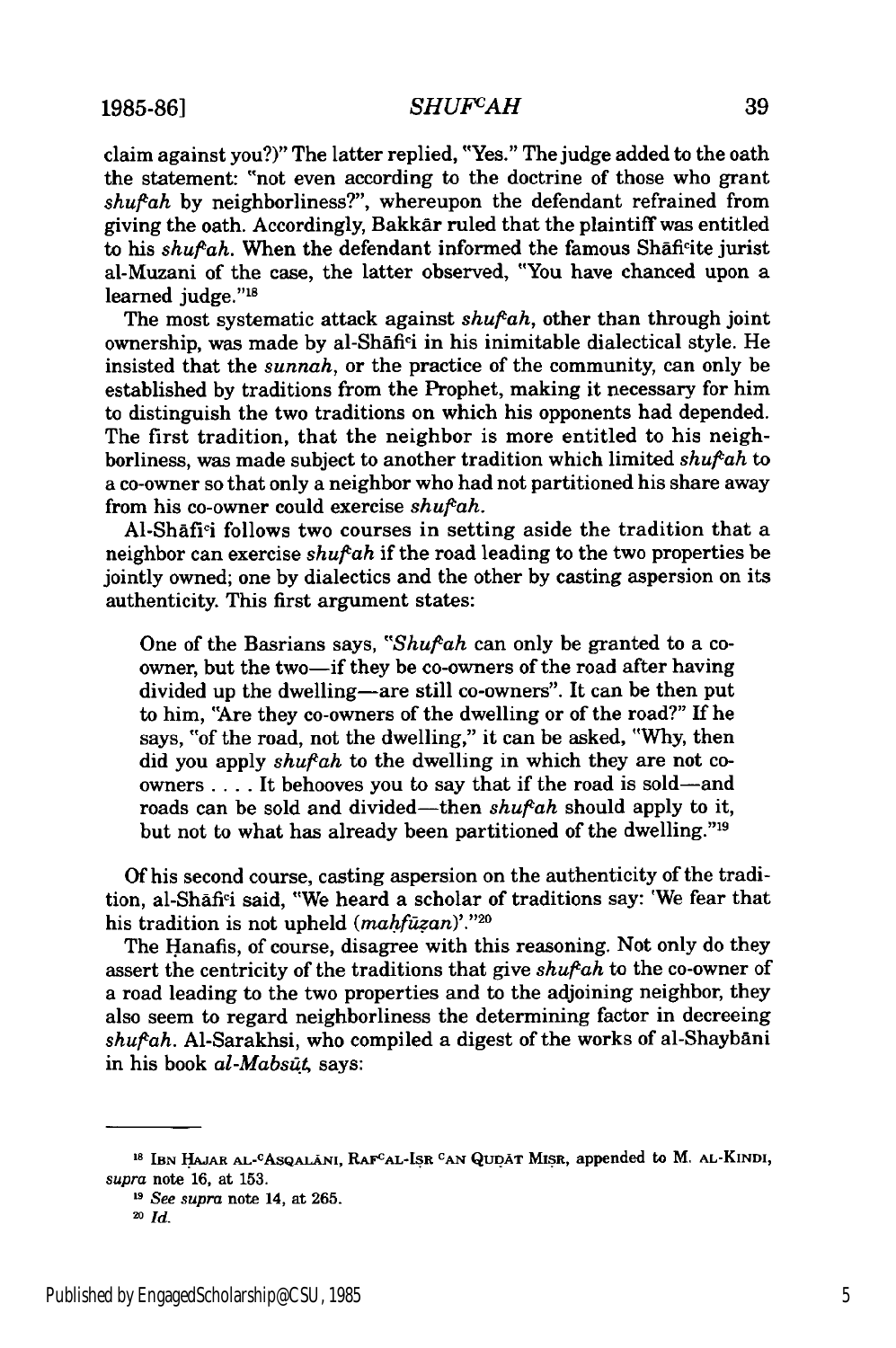claim against you?)" The latter replied, "Yes." The judge added to the oath the statement: "not even according to the doctrine of those who grant *shufʿah* by neighborliness?", whereupon the defendant refrained from giving the oath. Accordingly, Bakkār ruled that the plaintiff was entitled to his *shufʿah*. When the defendant informed the famous Shāfiʿite jurist al-Muzani of the case, the latter observed, "You have chanced upon a learned judge."[18]

The most systematic attack against *shufʿah*, other than through joint ownership, was made by al-Shāfiʿi in his inimitable dialectical style. He insisted that the *sunnah*, or the practice of the community, can only be established by traditions from the Prophet, making it necessary for him to distinguish the two traditions on which his opponents had depended. The first tradition, that the neighbor is more entitled to his neighborliness, was made subject to another tradition which limited *shufʿah* to a co-owner so that only a neighbor who had not partitioned his share away from his co-owner could exercise *shufʿah*.

Al-Shāfiʿi follows two courses in setting aside the tradition that a neighbor can exercise *shufʿah* if the road leading to the two properties be jointly owned; one by dialectics and the other by casting aspersion on its authenticity. This first argument states:

> One of the Basrians says, "*Shufʿah* can only be granted to a co-owner, but the two—if they be co-owners of the road after having divided up the dwelling—are still co-owners". It can be then put to him, "Are they co-owners of the dwelling or of the road?" If he says, "of the road, not the dwelling," it can be asked, "Why, then did you apply *shufʿah* to the dwelling in which they are not co-owners . . . . It behooves you to say that if the road is sold—and roads can be sold and divided—then *shufʿah* should apply to it, but not to what has already been partitioned of the dwelling."[19]

Of his second course, casting aspersion on the authenticity of the tradition, al-Shāfiʿi said, "We heard a scholar of traditions say: 'We fear that his tradition is not upheld (*maḥfūẓan*)'."[20]

The Ḥanafis, of course, disagree with this reasoning. Not only do they assert the centricity of the traditions that give *shufʿah* to the co-owner of a road leading to the two properties and to the adjoining neighbor, they also seem to regard neighborliness the determining factor in decreeing *shufʿah*. Al-Sarakhsi, who compiled a digest of the works of al-Shaybāni in his book *al-Mabsūṭ*, says:

---

[18] IBN ḤAJAR AL-ʿASQALĀNI, RAFʿAL-IṢR ʿAN QUḌĀT MIṢR, appended to M. AL-KINDI, *supra* note 16, at 153.

[19] *See supra* note 14, at 265.

[20] *Id.*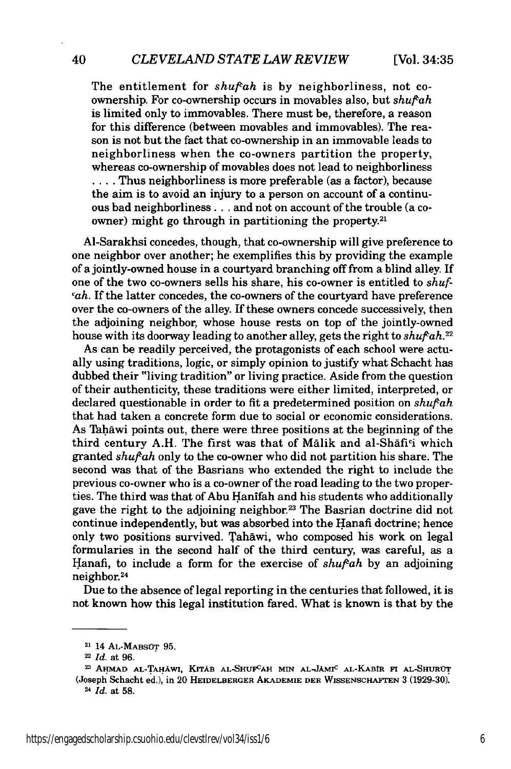The entitlement for *shufʿah* is by neighborliness, not co-ownership. For co-ownership occurs in movables also, but *shufʿah* is limited only to immovables. There must be, therefore, a reason for this difference (between movables and immovables). The reason is not but the fact that co-ownership in an immovable leads to neighborliness when the co-owners partition the property, whereas co-ownership of movables does not lead to neighborliness . . . . Thus neighborliness is more preferable (as a factor), because the aim is to avoid an injury to a person on account of a continuous bad neighborliness . . . and not on account of the trouble (a co-owner) might go through in partitioning the property.[21]

Al-Sarakhsi concedes, though, that co-ownership will give preference to one neighbor over another; he exemplifies this by providing the example of a jointly-owned house in a courtyard branching off from a blind alley. If one of the two co-owners sells his share, his co-owner is entitled to *shufʿah*. If the latter concedes, the co-owners of the courtyard have preference over the co-owners of the alley. If these owners concede successively, then the adjoining neighbor, whose house rests on top of the jointly-owned house with its doorway leading to another alley, gets the right to *shufʿah*.[22]

As can be readily perceived, the protagonists of each school were actually using traditions, logic, or simply opinion to justify what Schacht has dubbed their "living tradition" or living practice. Aside from the question of their authenticity, these traditions were either limited, interpreted, or declared questionable in order to fit a predetermined position on *shufʿah* that had taken a concrete form due to social or economic considerations. As Ṭaḥāwi points out, there were three positions at the beginning of the third century A.H. The first was that of Mālik and al-Shāfiʿi which granted *shufʿah* only to the co-owner who did not partition his share. The second was that of the Basrians who extended the right to include the previous co-owner who is a co-owner of the road leading to the two properties. The third was that of Abu Ḥanîfah and his students who additionally gave the right to the adjoining neighbor.[23] The Basrian doctrine did not continue independently, but was absorbed into the Ḥanafi doctrine; hence only two positions survived. Ṭaḥāwi, who composed his work on legal formularies in the second half of the third century, was careful, as a Ḥanafi, to include a form for the exercise of *shufʿah* by an adjoining neighbor.[24]

Due to the absence of legal reporting in the centuries that followed, it is not known how this legal institution fared. What is known is that by the

---

[21] 14 AL-MABSŪṬ 95.

[22] *Id.* at 96.

[23] AḤMAD AL-ṬAḤĀWI, KITĀB AL-SHUFʿAH MIN AL-JĀMIʿ AL-KABĪR FI AL-SHURŪṬ (Joseph Schacht ed.), in 20 HEIDELBERGER AKADEMIE DER WISSENSCHAFTEN 3 (1929-30).

[24] *Id.* at 58.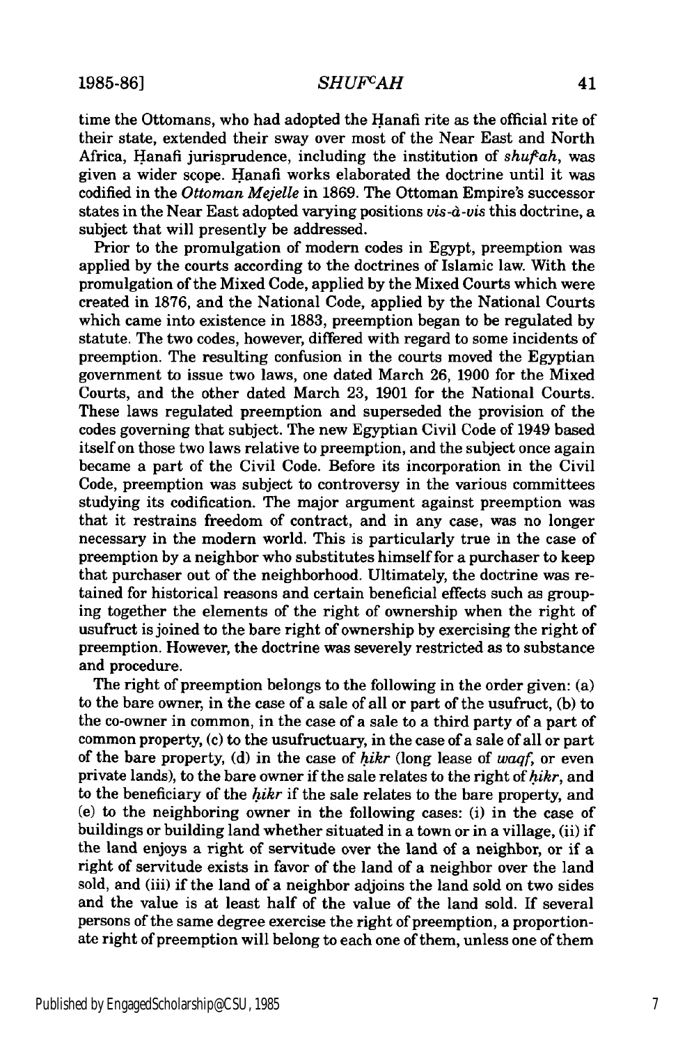time the Ottomans, who had adopted the Ḥanafi rite as the official rite of their state, extended their sway over most of the Near East and North Africa, Ḥanafi jurisprudence, including the institution of *shufʿah*, was given a wider scope. Ḥanafi works elaborated the doctrine until it was codified in the *Ottoman Mejelle* in 1869. The Ottoman Empire's successor states in the Near East adopted varying positions *vis-à-vis* this doctrine, a subject that will presently be addressed.

Prior to the promulgation of modern codes in Egypt, preemption was applied by the courts according to the doctrines of Islamic law. With the promulgation of the Mixed Code, applied by the Mixed Courts which were created in 1876, and the National Code, applied by the National Courts which came into existence in 1883, preemption began to be regulated by statute. The two codes, however, differed with regard to some incidents of preemption. The resulting confusion in the courts moved the Egyptian government to issue two laws, one dated March 26, 1900 for the Mixed Courts, and the other dated March 23, 1901 for the National Courts. These laws regulated preemption and superseded the provision of the codes governing that subject. The new Egyptian Civil Code of 1949 based itself on those two laws relative to preemption, and the subject once again became a part of the Civil Code. Before its incorporation in the Civil Code, preemption was subject to controversy in the various committees studying its codification. The major argument against preemption was that it restrains freedom of contract, and in any case, was no longer necessary in the modern world. This is particularly true in the case of preemption by a neighbor who substitutes himself for a purchaser to keep that purchaser out of the neighborhood. Ultimately, the doctrine was retained for historical reasons and certain beneficial effects such as grouping together the elements of the right of ownership when the right of usufruct is joined to the bare right of ownership by exercising the right of preemption. However, the doctrine was severely restricted as to substance and procedure.

The right of preemption belongs to the following in the order given: (a) to the bare owner, in the case of a sale of all or part of the usufruct, (b) to the co-owner in common, in the case of a sale to a third party of a part of common property, (c) to the usufructuary, in the case of a sale of all or part of the bare property, (d) in the case of *ḥikr* (long lease of *waqf*, or even private lands), to the bare owner if the sale relates to the right of *ḥikr*, and to the beneficiary of the *ḥikr* if the sale relates to the bare property, and (e) to the neighboring owner in the following cases: (i) in the case of buildings or building land whether situated in a town or in a village, (ii) if the land enjoys a right of servitude over the land of a neighbor, or if a right of servitude exists in favor of the land of a neighbor over the land sold, and (iii) if the land of a neighbor adjoins the land sold on two sides and the value is at least half of the value of the land sold. If several persons of the same degree exercise the right of preemption, a proportionate right of preemption will belong to each one of them, unless one of them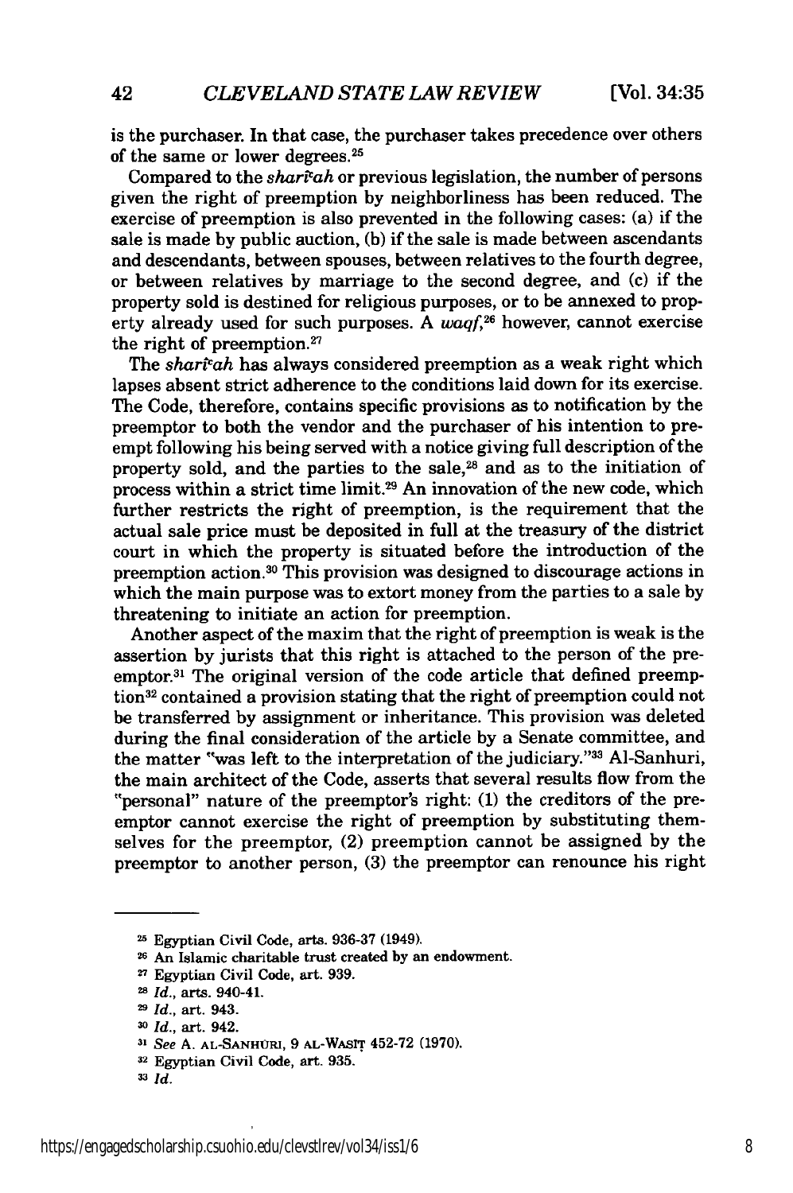is the purchaser. In that case, the purchaser takes precedence over others of the same or lower degrees.[25]

Compared to the *sharīʿah* or previous legislation, the number of persons given the right of preemption by neighborliness has been reduced. The exercise of preemption is also prevented in the following cases: (a) if the sale is made by public auction, (b) if the sale is made between ascendants and descendants, between spouses, between relatives to the fourth degree, or between relatives by marriage to the second degree, and (c) if the property sold is destined for religious purposes, or to be annexed to property already used for such purposes. A *waqf*,[26] however, cannot exercise the right of preemption.[27]

The *sharīʿah* has always considered preemption as a weak right which lapses absent strict adherence to the conditions laid down for its exercise. The Code, therefore, contains specific provisions as to notification by the preemptor to both the vendor and the purchaser of his intention to preempt following his being served with a notice giving full description of the property sold, and the parties to the sale,[28] and as to the initiation of process within a strict time limit.[29] An innovation of the new code, which further restricts the right of preemption, is the requirement that the actual sale price must be deposited in full at the treasury of the district court in which the property is situated before the introduction of the preemption action.[30] This provision was designed to discourage actions in which the main purpose was to extort money from the parties to a sale by threatening to initiate an action for preemption.

Another aspect of the maxim that the right of preemption is weak is the assertion by jurists that this right is attached to the person of the preemptor.[31] The original version of the code article that defined preemption[32] contained a provision stating that the right of preemption could not be transferred by assignment or inheritance. This provision was deleted during the final consideration of the article by a Senate committee, and the matter "was left to the interpretation of the judiciary."[33] Al-Sanhuri, the main architect of the Code, asserts that several results flow from the "personal" nature of the preemptor's right: (1) the creditors of the preemptor cannot exercise the right of preemption by substituting themselves for the preemptor, (2) preemption cannot be assigned by the preemptor to another person, (3) the preemptor can renounce his right

---

[25] Egyptian Civil Code, arts. 936-37 (1949).

[26] An Islamic charitable trust created by an endowment.

[27] Egyptian Civil Code, art. 939.

[28] *Id.*, arts. 940-41.

[29] *Id.*, art. 943.

[30] *Id.*, art. 942.

[31] *See* A. AL-SANHURI, 9 AL-WASIṬ 452-72 (1970).

[32] Egyptian Civil Code, art. 935.

[33] *Id.*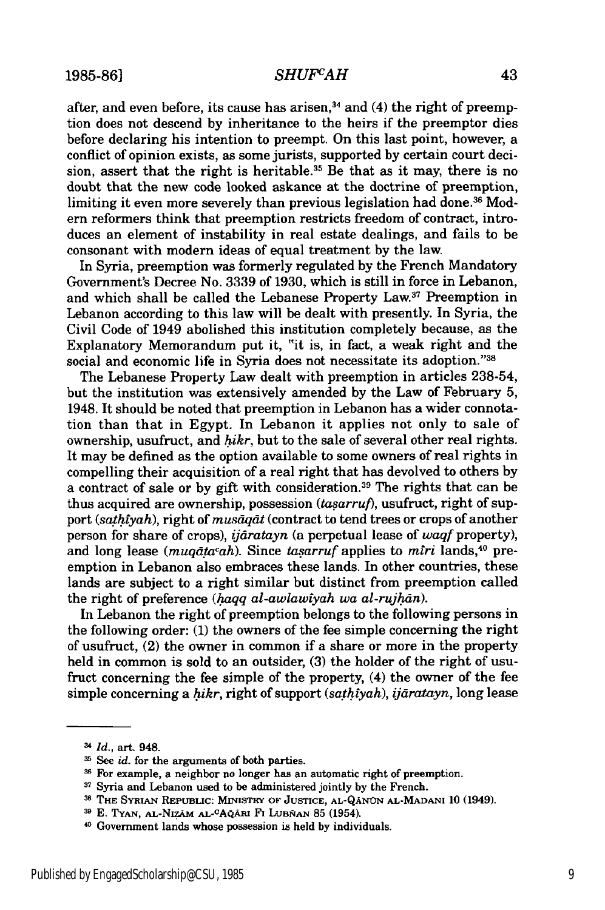after, and even before, its cause has arisen,[34] and (4) the right of preemption does not descend by inheritance to the heirs if the preemptor dies before declaring his intention to preempt. On this last point, however, a conflict of opinion exists, as some jurists, supported by certain court decision, assert that the right is heritable.[35] Be that as it may, there is no doubt that the new code looked askance at the doctrine of preemption, limiting it even more severely than previous legislation had done.[36] Modern reformers think that preemption restricts freedom of contract, introduces an element of instability in real estate dealings, and fails to be consonant with modern ideas of equal treatment by the law.

In Syria, preemption was formerly regulated by the French Mandatory Government's Decree No. 3339 of 1930, which is still in force in Lebanon, and which shall be called the Lebanese Property Law.[37] Preemption in Lebanon according to this law will be dealt with presently. In Syria, the Civil Code of 1949 abolished this institution completely because, as the Explanatory Memorandum put it, "it is, in fact, a weak right and the social and economic life in Syria does not necessitate its adoption."[38]

The Lebanese Property Law dealt with preemption in articles 238-54, but the institution was extensively amended by the Law of February 5, 1948. It should be noted that preemption in Lebanon has a wider connotation than that in Egypt. In Lebanon it applies not only to sale of ownership, usufruct, and *ḥikr*, but to the sale of several other real rights. It may be defined as the option available to some owners of real rights in compelling their acquisition of a real right that has devolved to others by a contract of sale or by gift with consideration.[39] The rights that can be thus acquired are ownership, possession (*taṣarruf*), usufruct, right of support (*saṭḥîyah*), right of *musāqāt* (contract to tend trees or crops of another person for share of crops), *ijāratayn* (a perpetual lease of *waqf* property), and long lease (*muqāṭaʿah*). Since *taṣarruf* applies to *mîri* lands,[40] preemption in Lebanon also embraces these lands. In other countries, these lands are subject to a right similar but distinct from preemption called the right of preference (*ḥaqq al-awlawîyah wa al-rujḥān*).

In Lebanon the right of preemption belongs to the following persons in the following order: (1) the owners of the fee simple concerning the right of usufruct, (2) the owner in common if a share or more in the property held in common is sold to an outsider, (3) the holder of the right of usufruct concerning the fee simple of the property, (4) the owner of the fee simple concerning a *ḥikr*, right of support (*saṭḥîyah*), *ijāratayn*, long lease

---

[34] *Id.*, art. 948.

[35] See *id.* for the arguments of both parties.

[36] For example, a neighbor no longer has an automatic right of preemption.

[37] Syria and Lebanon used to be administered jointly by the French.

[38] THE SYRIAN REPUBLIC: MINISTRY OF JUSTICE, AL-QĀNŪN AL-MADANI 10 (1949).

[39] E. TYAN, AL-NIẒĀM AL-ʿAQĀRI FI LUBNĀN 85 (1954).

[40] Government lands whose possession is held by individuals.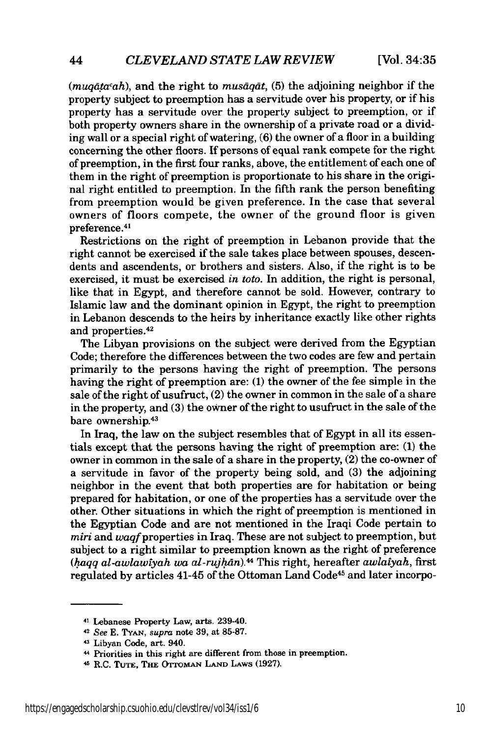(*muqāṭaʿah*), and the right to *musāqāt*, (5) the adjoining neighbor if the property subject to preemption has a servitude over his property, or if his property has a servitude over the property subject to preemption, or if both property owners share in the ownership of a private road or a dividing wall or a special right of watering, (6) the owner of a floor in a building concerning the other floors. If persons of equal rank compete for the right of preemption, in the first four ranks, above, the entitlement of each one of them in the right of preemption is proportionate to his share in the original right entitled to preemption. In the fifth rank the person benefiting from preemption would be given preference. In the case that several owners of floors compete, the owner of the ground floor is given preference.[41]

Restrictions on the right of preemption in Lebanon provide that the right cannot be exercised if the sale takes place between spouses, descendents and ascendents, or brothers and sisters. Also, if the right is to be exercised, it must be exercised *in toto*. In addition, the right is personal, like that in Egypt, and therefore cannot be sold. However, contrary to Islamic law and the dominant opinion in Egypt, the right to preemption in Lebanon descends to the heirs by inheritance exactly like other rights and properties.[42]

The Libyan provisions on the subject were derived from the Egyptian Code; therefore the differences between the two codes are few and pertain primarily to the persons having the right of preemption. The persons having the right of preemption are: (1) the owner of the fee simple in the sale of the right of usufruct, (2) the owner in common in the sale of a share in the property, and (3) the owner of the right to usufruct in the sale of the bare ownership.[43]

In Iraq, the law on the subject resembles that of Egypt in all its essentials except that the persons having the right of preemption are: (1) the owner in common in the sale of a share in the property, (2) the co-owner of a servitude in favor of the property being sold, and (3) the adjoining neighbor in the event that both properties are for habitation or being prepared for habitation, or one of the properties has a servitude over the other. Other situations in which the right of preemption is mentioned in the Egyptian Code and are not mentioned in the Iraqi Code pertain to *miri* and *waqf* properties in Iraq. These are not subject to preemption, but subject to a right similar to preemption known as the right of preference (*ḥaqq al-awlawīyah wa al-rujḥān*).[44] This right, hereafter *awlaīyah*, first regulated by articles 41-45 of the Ottoman Land Code[45] and later incorpo-

---

[41] Lebanese Property Law, arts. 239-40.

[42] *See* E. TYAN, *supra* note 39, at 85-87.

[43] Libyan Code, art. 940.

[44] Priorities in this right are different from those in preemption.

[45] R.C. TUTE, THE OTTOMAN LAND LAWS (1927).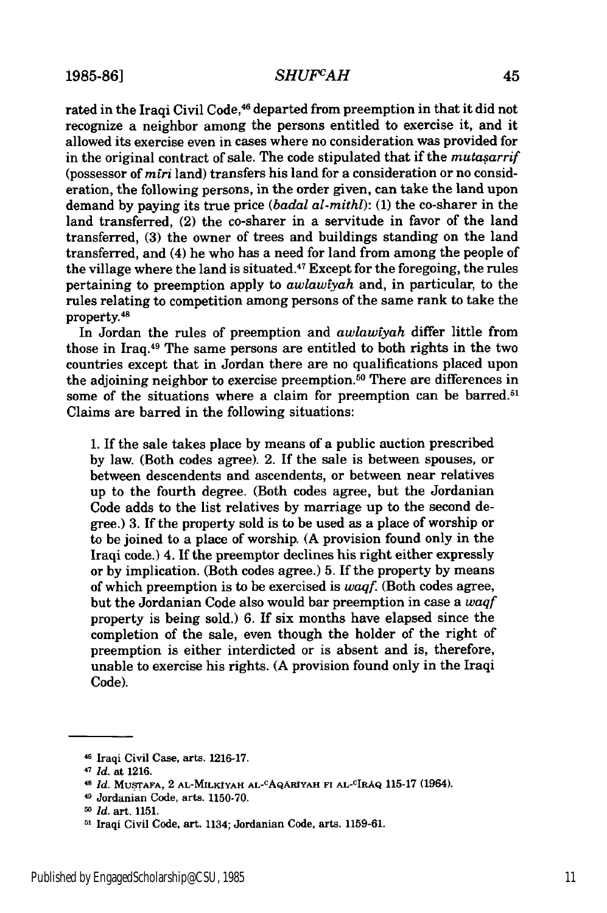rated in the Iraqi Civil Code,[46] departed from preemption in that it did not recognize a neighbor among the persons entitled to exercise it, and it allowed its exercise even in cases where no consideration was provided for in the original contract of sale. The code stipulated that if the *mutaṣarrif* (possessor of *mîri* land) transfers his land for a consideration or no consideration, the following persons, in the order given, can take the land upon demand by paying its true price (*badal al-mithl*): (1) the co-sharer in the land transferred, (2) the co-sharer in a servitude in favor of the land transferred, (3) the owner of trees and buildings standing on the land transferred, and (4) he who has a need for land from among the people of the village where the land is situated.[47] Except for the foregoing, the rules pertaining to preemption apply to *awlawîyah* and, in particular, to the rules relating to competition among persons of the same rank to take the property.[48]

In Jordan the rules of preemption and *awlawîyah* differ little from those in Iraq.[49] The same persons are entitled to both rights in the two countries except that in Jordan there are no qualifications placed upon the adjoining neighbor to exercise preemption.[50] There are differences in some of the situations where a claim for preemption can be barred.[51] Claims are barred in the following situations:

> 1. If the sale takes place by means of a public auction prescribed by law. (Both codes agree). 2. If the sale is between spouses, or between descendents and ascendents, or between near relatives up to the fourth degree. (Both codes agree, but the Jordanian Code adds to the list relatives by marriage up to the second degree.) 3. If the property sold is to be used as a place of worship or to be joined to a place of worship. (A provision found only in the Iraqi code.) 4. If the preemptor declines his right either expressly or by implication. (Both codes agree.) 5. If the property by means of which preemption is to be exercised is *waqf*. (Both codes agree, but the Jordanian Code also would bar preemption in case a *waqf* property is being sold.) 6. If six months have elapsed since the completion of the sale, even though the holder of the right of preemption is either interdicted or is absent and is, therefore, unable to exercise his rights. (A provision found only in the Iraqi Code).

---

[46] Iraqi Civil Case, arts. 1216-17.

[47] *Id.* at 1216.

[48] *Id.* MUSTAFA, 2 AL-MILKÎYAH AL-CAQÂRÎYAH FI AL-CIRÂQ 115-17 (1964).

[49] Jordanian Code, arts. 1150-70.

[50] *Id.* art. 1151.

[51] Iraqi Civil Code, art. 1134; Jordanian Code, arts. 1159-61.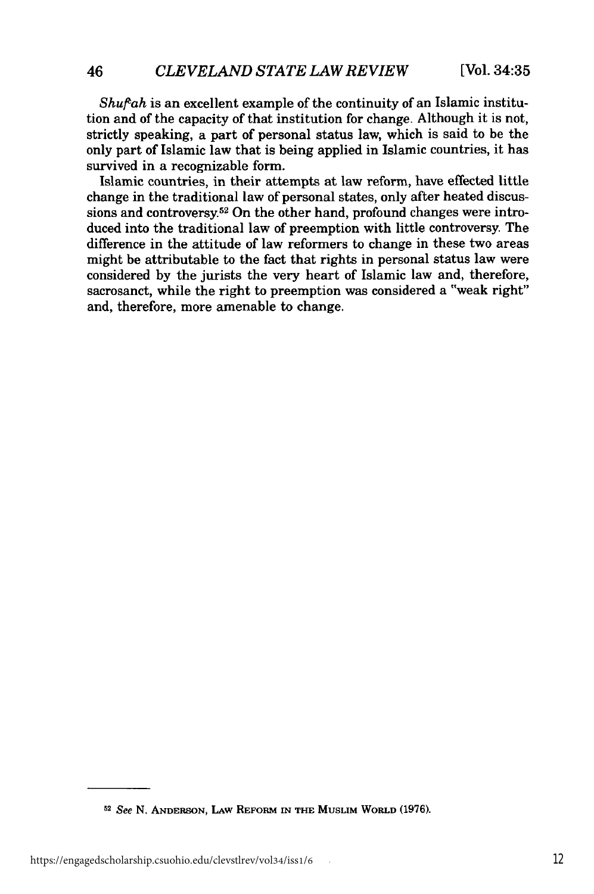*Shuf'ah* is an excellent example of the continuity of an Islamic institution and of the capacity of that institution for change. Although it is not, strictly speaking, a part of personal status law, which is said to be the only part of Islamic law that is being applied in Islamic countries, it has survived in a recognizable form.

Islamic countries, in their attempts at law reform, have effected little change in the traditional law of personal states, only after heated discussions and controversy.[52] On the other hand, profound changes were introduced into the traditional law of preemption with little controversy. The difference in the attitude of law reformers to change in these two areas might be attributable to the fact that rights in personal status law were considered by the jurists the very heart of Islamic law and, therefore, sacrosanct, while the right to preemption was considered a "weak right" and, therefore, more amenable to change.

---

[52] *See* N. ANDERSON, LAW REFORM IN THE MUSLIM WORLD (1976).